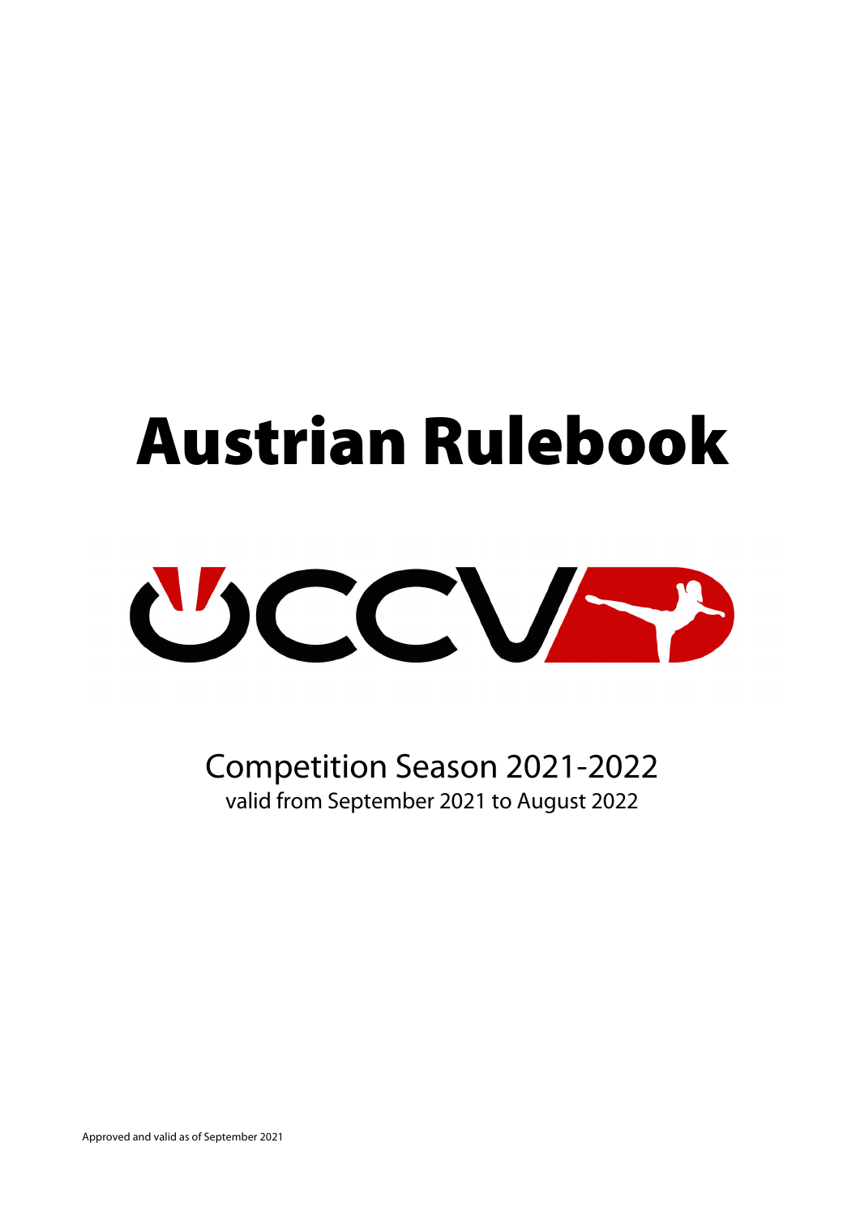# Austrian Rulebook

ÖCCV

Competition Season 2021-2022

valid from September 2021 to August 2022

Approved and valid as of September 2021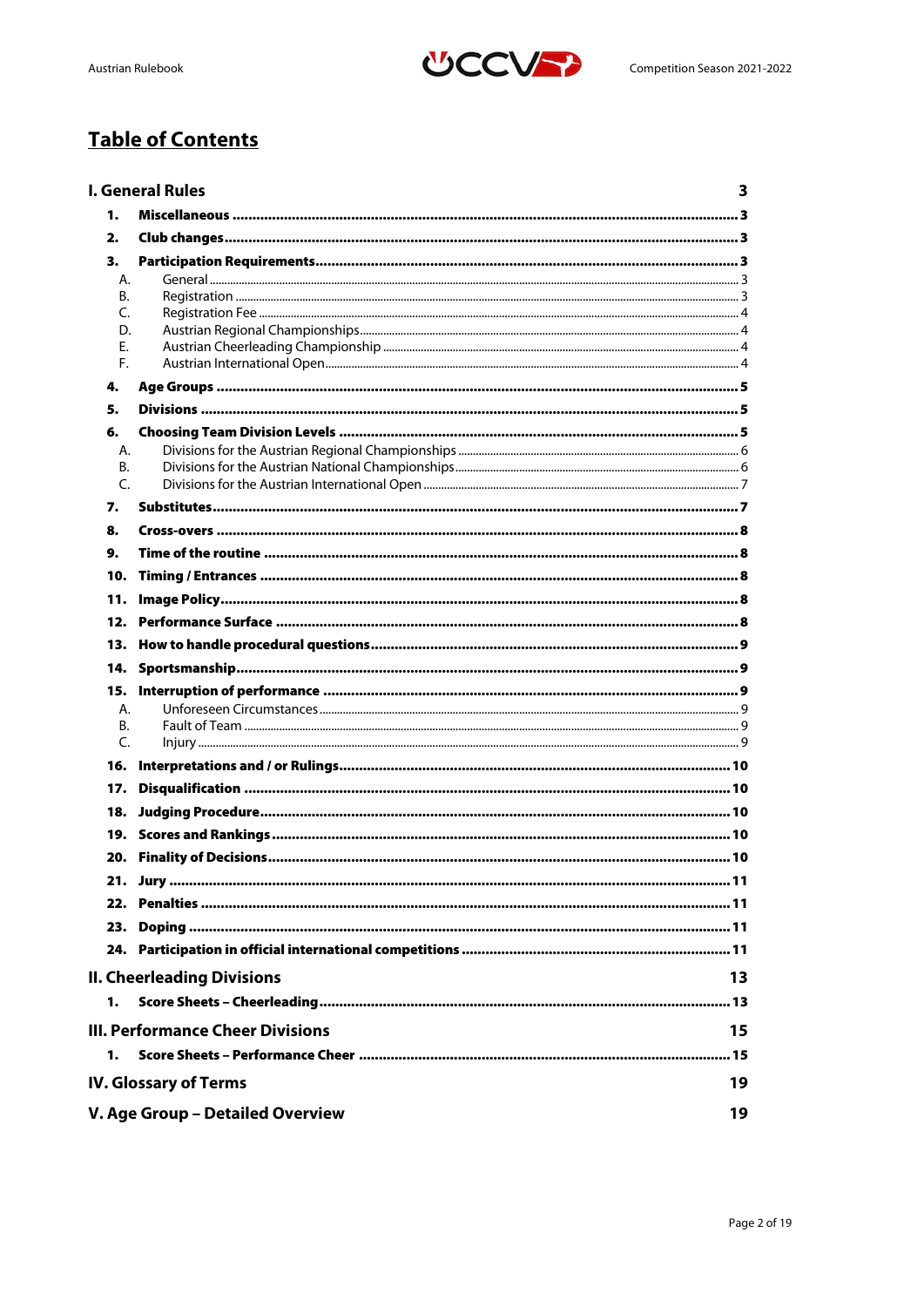# Table of Contents

**I. General Rules** 3

1. **Miscellaneous** 3
2. **Club changes** 3
3. **Participation Requirements** 3
   - A. General 3
   - B. Registration 3
   - C. Registration Fee 4
   - D. Austrian Regional Championships 4
   - E. Austrian Cheerleading Championship 4
   - F. Austrian International Open 4
4. **Age Groups** 5
5. **Divisions** 5
6. **Choosing Team Division Levels** 5
   - A. Divisions for the Austrian Regional Championships 6
   - B. Divisions for the Austrian National Championships 6
   - C. Divisions for the Austrian International Open 7
7. **Substitutes** 7
8. **Cross-overs** 8
9. **Time of the routine** 8
10. **Timing / Entrances** 8
11. **Image Policy** 8
12. **Performance Surface** 8
13. **How to handle procedural questions** 9
14. **Sportsmanship** 9
15. **Interruption of performance** 9
    - A. Unforeseen Circumstances 9
    - B. Fault of Team 9
    - C. Injury 9
16. **Interpretations and / or Rulings** 10
17. **Disqualification** 10
18. **Judging Procedure** 10
19. **Scores and Rankings** 10
20. **Finality of Decisions** 10
21. **Jury** 11
22. **Penalties** 11
23. **Doping** 11
24. **Participation in official international competitions** 11

**II. Cheerleading Divisions** 13

1. **Score Sheets – Cheerleading** 13

**III. Performance Cheer Divisions** 15

1. **Score Sheets – Performance Cheer** 15

**IV. Glossary of Terms** 19

**V. Age Group – Detailed Overview** 19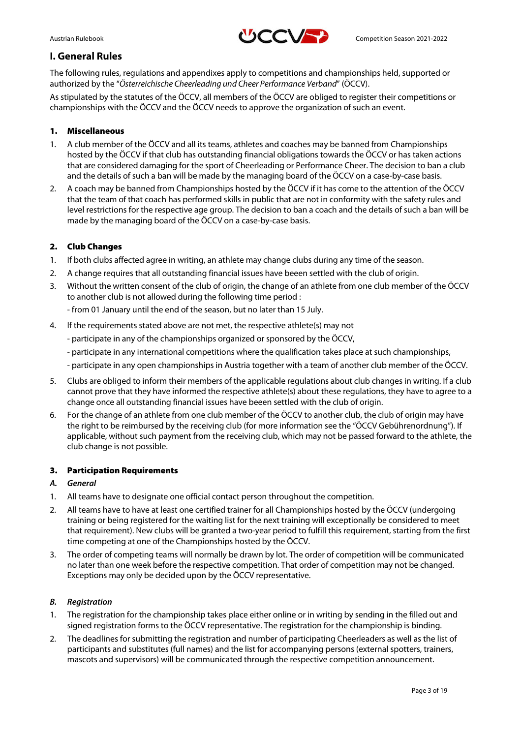# I. General Rules

The following rules, regulations and appendixes apply to competitions and championships held, supported or authorized by the "*Österreichische Cheerleading und Cheer Performance Verband*" (ÖCCV).

As stipulated by the statutes of the ÖCCV, all members of the ÖCCV are obliged to register their competitions or championships with the ÖCCV and the ÖCCV needs to approve the organization of such an event.

## 1. Miscellaneous

1. A club member of the ÖCCV and all its teams, athletes and coaches may be banned from Championships hosted by the ÖCCV if that club has outstanding financial obligations towards the ÖCCV or has taken actions that are considered damaging for the sport of Cheerleading or Performance Cheer. The decision to ban a club and the details of such a ban will be made by the managing board of the ÖCCV on a case-by-case basis.
2. A coach may be banned from Championships hosted by the ÖCCV if it has come to the attention of the ÖCCV that the team of that coach has performed skills in public that are not in conformity with the safety rules and level restrictions for the respective age group. The decision to ban a coach and the details of such a ban will be made by the managing board of the ÖCCV on a case-by-case basis.

## 2. Club Changes

1. If both clubs affected agree in writing, an athlete may change clubs during any time of the season.
2. A change requires that all outstanding financial issues have beeen settled with the club of origin.
3. Without the written consent of the club of origin, the change of an athlete from one club member of the ÖCCV to another club is not allowed during the following time period :

   - from 01 January until the end of the season, but no later than 15 July.
4. If the requirements stated above are not met, the respective athlete(s) may not

   - participate in any of the championships organized or sponsored by the ÖCCV,
   - participate in any international competitions where the qualification takes place at such championships,
   - participate in any open championships in Austria together with a team of another club member of the ÖCCV.
5. Clubs are obliged to inform their members of the applicable regulations about club changes in writing. If a club cannot prove that they have informed the respective athlete(s) about these regulations, they have to agree to a change once all outstanding financial issues have been settled with the club of origin.
6. For the change of an athlete from one club member of the ÖCCV to another club, the club of origin may have the right to be reimbursed by the receiving club (for more information see the "ÖCCV Gebührenordnung"). If applicable, without such payment from the receiving club, which may not be passed forward to the athlete, the club change is not possible.

## 3. Participation Requirements

### *A. General*

1. All teams have to designate one official contact person throughout the competition.
2. All teams have to have at least one certified trainer for all Championships hosted by the ÖCCV (undergoing training or being registered for the waiting list for the next training will exceptionally be considered to meet that requirement). New clubs will be granted a two-year period to fulfill this requirement, starting from the first time competing at one of the Championships hosted by the ÖCCV.
3. The order of competing teams will normally be drawn by lot. The order of competition will be communicated no later than one week before the respective competition. That order of competition may not be changed. Exceptions may only be decided upon by the ÖCCV representative.

### *B. Registration*

1. The registration for the championship takes place either online or in writing by sending in the filled out and signed registration forms to the ÖCCV representative. The registration for the championship is binding.
2. The deadlines for submitting the registration and number of participating Cheerleaders as well as the list of participants and substitutes (full names) and the list for accompanying persons (external spotters, trainers, mascots and supervisors) will be communicated through the respective competition announcement.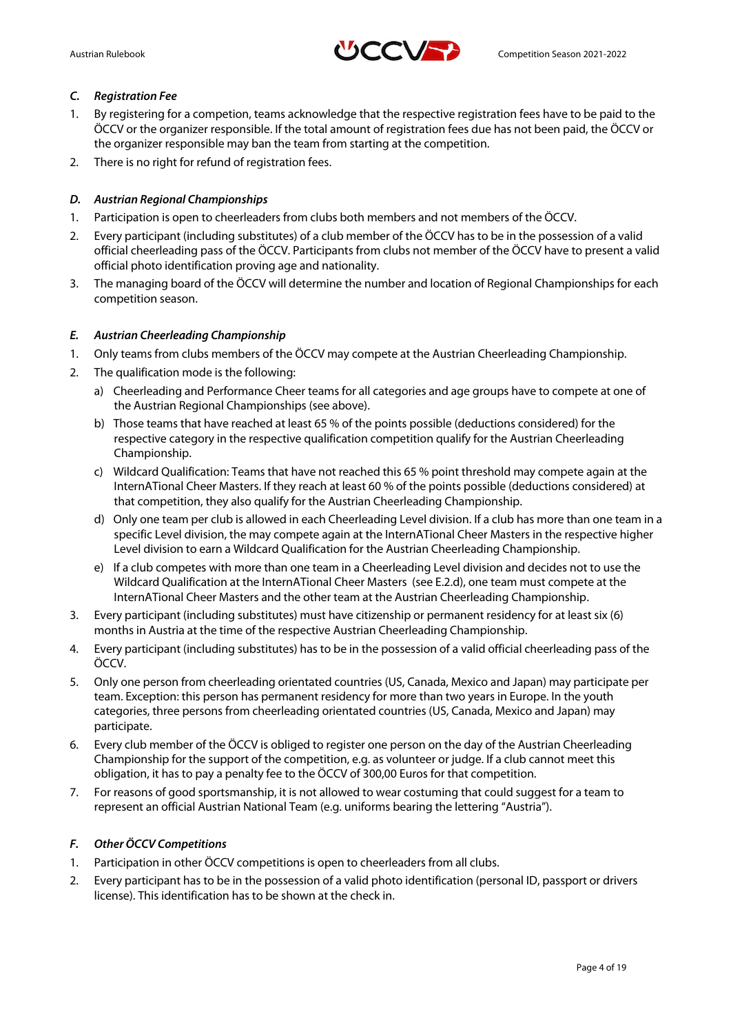### *C. Registration Fee*

1. By registering for a competion, teams acknowledge that the respective registration fees have to be paid to the ÖCCV or the organizer responsible. If the total amount of registration fees due has not been paid, the ÖCCV or the organizer responsible may ban the team from starting at the competition.
2. There is no right for refund of registration fees.

### *D. Austrian Regional Championships*

1. Participation is open to cheerleaders from clubs both members and not members of the ÖCCV.
2. Every participant (including substitutes) of a club member of the ÖCCV has to be in the possession of a valid official cheerleading pass of the ÖCCV. Participants from clubs not member of the ÖCCV have to present a valid official photo identification proving age and nationality.
3. The managing board of the ÖCCV will determine the number and location of Regional Championships for each competition season.

### *E. Austrian Cheerleading Championship*

1. Only teams from clubs members of the ÖCCV may compete at the Austrian Cheerleading Championship.
2. The qualification mode is the following:
   a) Cheerleading and Performance Cheer teams for all categories and age groups have to compete at one of the Austrian Regional Championships (see above).
   b) Those teams that have reached at least 65 % of the points possible (deductions considered) for the respective category in the respective qualification competition qualify for the Austrian Cheerleading Championship.
   c) Wildcard Qualification: Teams that have not reached this 65 % point threshold may compete again at the InternATional Cheer Masters. If they reach at least 60 % of the points possible (deductions considered) at that competition, they also qualify for the Austrian Cheerleading Championship.
   d) Only one team per club is allowed in each Cheerleading Level division. If a club has more than one team in a specific Level division, the may compete again at the InternATional Cheer Masters in the respective higher Level division to earn a Wildcard Qualification for the Austrian Cheerleading Championship.
   e) If a club competes with more than one team in a Cheerleading Level division and decides not to use the Wildcard Qualification at the InternATional Cheer Masters (see E.2.d), one team must compete at the InternATional Cheer Masters and the other team at the Austrian Cheerleading Championship.
3. Every participant (including substitutes) must have citizenship or permanent residency for at least six (6) months in Austria at the time of the respective Austrian Cheerleading Championship.
4. Every participant (including substitutes) has to be in the possession of a valid official cheerleading pass of the ÖCCV.
5. Only one person from cheerleading orientated countries (US, Canada, Mexico and Japan) may participate per team. Exception: this person has permanent residency for more than two years in Europe. In the youth categories, three persons from cheerleading orientated countries (US, Canada, Mexico and Japan) may participate.
6. Every club member of the ÖCCV is obliged to register one person on the day of the Austrian Cheerleading Championship for the support of the competition, e.g. as volunteer or judge. If a club cannot meet this obligation, it has to pay a penalty fee to the ÖCCV of 300,00 Euros for that competition.
7. For reasons of good sportsmanship, it is not allowed to wear costuming that could suggest for a team to represent an official Austrian National Team (e.g. uniforms bearing the lettering "Austria").

### *F. Other ÖCCV Competitions*

1. Participation in other ÖCCV competitions is open to cheerleaders from all clubs.
2. Every participant has to be in the possession of a valid photo identification (personal ID, passport or drivers license). This identification has to be shown at the check in.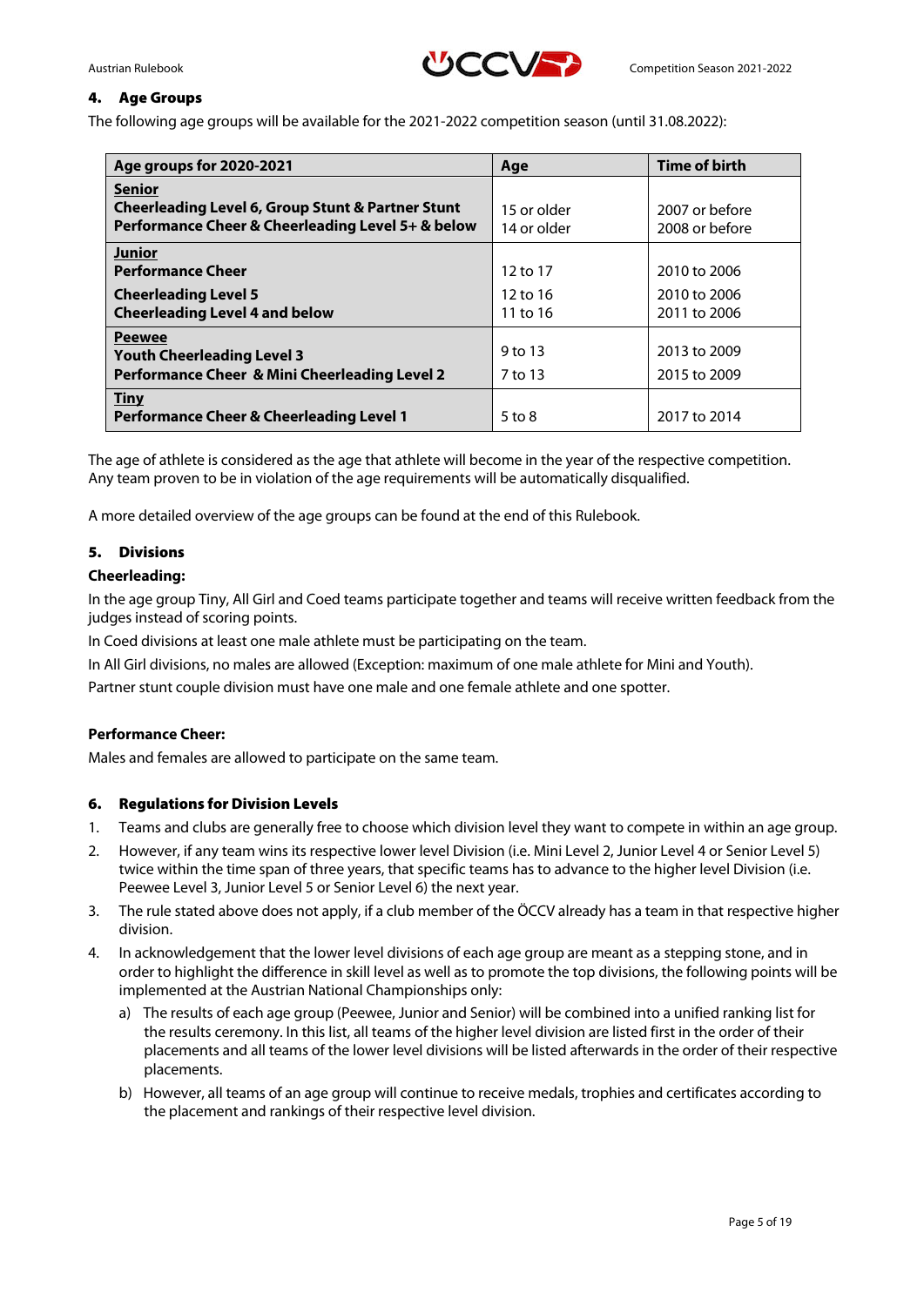## 4. Age Groups

The following age groups will be available for the 2021-2022 competition season (until 31.08.2022):

| Age groups for 2020-2021 | Age | Time of birth |
|---|---|---|
| **Senior** | | |
| **Cheerleading Level 6, Group Stunt & Partner Stunt** | 15 or older | 2007 or before |
| **Performance Cheer & Cheerleading Level 5+ & below** | 14 or older | 2008 or before |
| **Junior** | | |
| **Performance Cheer** | 12 to 17 | 2010 to 2006 |
| **Cheerleading Level 5** | 12 to 16 | 2010 to 2006 |
| **Cheerleading Level 4 and below** | 11 to 16 | 2011 to 2006 |
| **Peewee** | | |
| **Youth Cheerleading Level 3** | 9 to 13 | 2013 to 2009 |
| **Performance Cheer & Mini Cheerleading Level 2** | 7 to 13 | 2015 to 2009 |
| **Tiny** | | |
| **Performance Cheer & Cheerleading Level 1** | 5 to 8 | 2017 to 2014 |

The age of athlete is considered as the age that athlete will become in the year of the respective competition. Any team proven to be in violation of the age requirements will be automatically disqualified.

A more detailed overview of the age groups can be found at the end of this Rulebook.

## 5. Divisions

**Cheerleading:**

In the age group Tiny, All Girl and Coed teams participate together and teams will receive written feedback from the judges instead of scoring points.

In Coed divisions at least one male athlete must be participating on the team.

In All Girl divisions, no males are allowed (Exception: maximum of one male athlete for Mini and Youth).

Partner stunt couple division must have one male and one female athlete and one spotter.

**Performance Cheer:**

Males and females are allowed to participate on the same team.

## 6. Regulations for Division Levels

1. Teams and clubs are generally free to choose which division level they want to compete in within an age group.
2. However, if any team wins its respective lower level Division (i.e. Mini Level 2, Junior Level 4 or Senior Level 5) twice within the time span of three years, that specific teams has to advance to the higher level Division (i.e. Peewee Level 3, Junior Level 5 or Senior Level 6) the next year.
3. The rule stated above does not apply, if a club member of the ÖCCV already has a team in that respective higher division.
4. In acknowledgement that the lower level divisions of each age group are meant as a stepping stone, and in order to highlight the difference in skill level as well as to promote the top divisions, the following points will be implemented at the Austrian National Championships only:
   a) The results of each age group (Peewee, Junior and Senior) will be combined into a unified ranking list for the results ceremony. In this list, all teams of the higher level division are listed first in the order of their placements and all teams of the lower level divisions will be listed afterwards in the order of their respective placements.
   b) However, all teams of an age group will continue to receive medals, trophies and certificates according to the placement and rankings of their respective level division.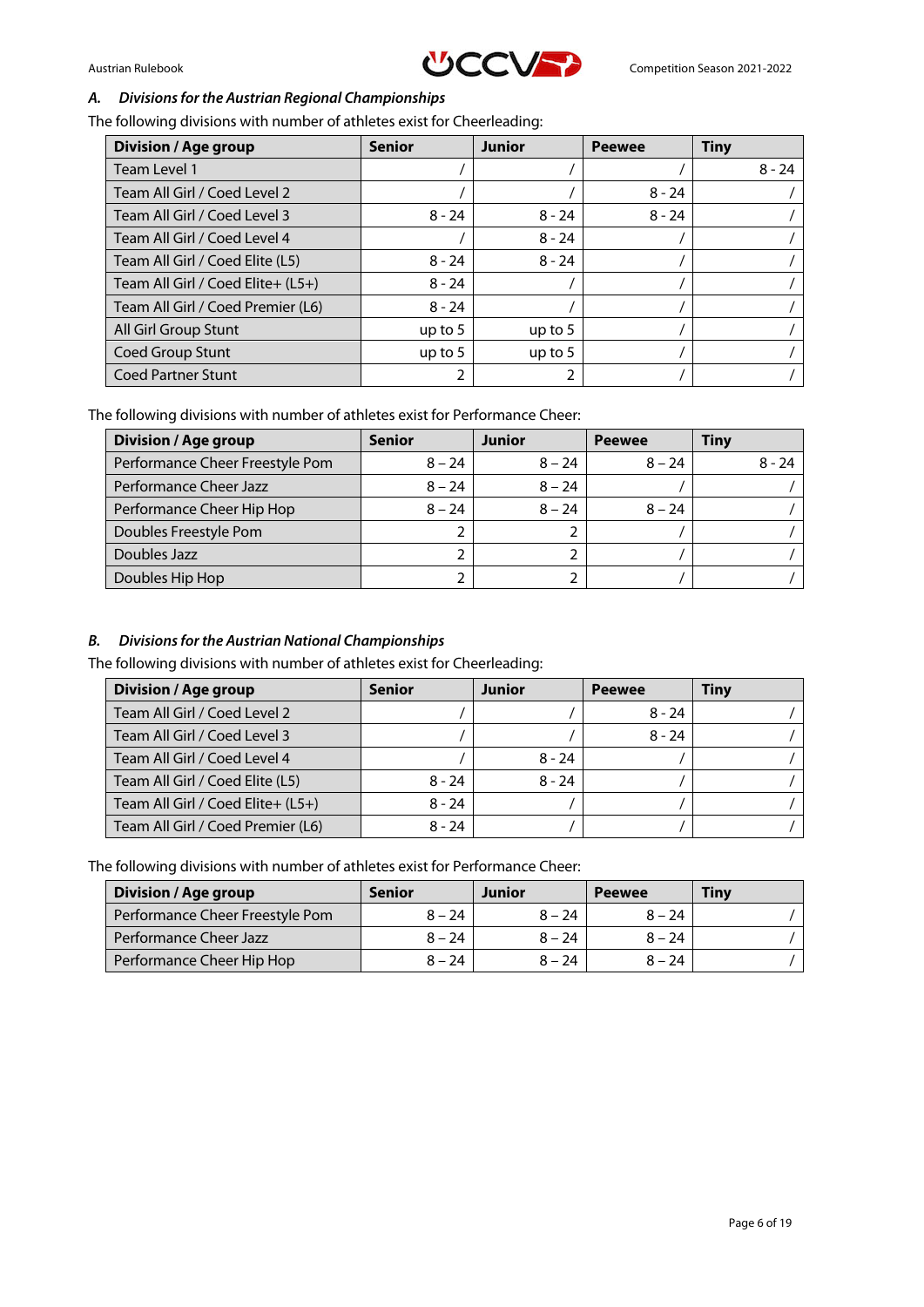### A. *Divisions for the Austrian Regional Championships*

The following divisions with number of athletes exist for Cheerleading:

| Division / Age group | Senior | Junior | Peewee | Tiny |
|---|---|---|---|---|
| Team Level 1 | / | / | / | 8 - 24 |
| Team All Girl / Coed Level 2 | / | / | 8 - 24 | / |
| Team All Girl / Coed Level 3 | 8 - 24 | 8 - 24 | 8 - 24 | / |
| Team All Girl / Coed Level 4 | / | 8 - 24 | / | / |
| Team All Girl / Coed Elite (L5) | 8 - 24 | 8 - 24 | / | / |
| Team All Girl / Coed Elite+ (L5+) | 8 - 24 | / | / | / |
| Team All Girl / Coed Premier (L6) | 8 - 24 | / | / | / |
| All Girl Group Stunt | up to 5 | up to 5 | / | / |
| Coed Group Stunt | up to 5 | up to 5 | / | / |
| Coed Partner Stunt | 2 | 2 | / | / |

The following divisions with number of athletes exist for Performance Cheer:

| Division / Age group | Senior | Junior | Peewee | Tiny |
|---|---|---|---|---|
| Performance Cheer Freestyle Pom | 8 – 24 | 8 – 24 | 8 – 24 | 8 - 24 |
| Performance Cheer Jazz | 8 – 24 | 8 – 24 | / | / |
| Performance Cheer Hip Hop | 8 – 24 | 8 – 24 | 8 – 24 | / |
| Doubles Freestyle Pom | 2 | 2 | / | / |
| Doubles Jazz | 2 | 2 | / | / |
| Doubles Hip Hop | 2 | 2 | / | / |

### B. *Divisions for the Austrian National Championships*

The following divisions with number of athletes exist for Cheerleading:

| Division / Age group | Senior | Junior | Peewee | Tiny |
|---|---|---|---|---|
| Team All Girl / Coed Level 2 | / | / | 8 - 24 | / |
| Team All Girl / Coed Level 3 | / | / | 8 - 24 | / |
| Team All Girl / Coed Level 4 | / | 8 - 24 | / | / |
| Team All Girl / Coed Elite (L5) | 8 - 24 | 8 - 24 | / | / |
| Team All Girl / Coed Elite+ (L5+) | 8 - 24 | / | / | / |
| Team All Girl / Coed Premier (L6) | 8 - 24 | / | / | / |

The following divisions with number of athletes exist for Performance Cheer:

| Division / Age group | Senior | Junior | Peewee | Tiny |
|---|---|---|---|---|
| Performance Cheer Freestyle Pom | 8 – 24 | 8 – 24 | 8 – 24 | / |
| Performance Cheer Jazz | 8 – 24 | 8 – 24 | 8 – 24 | / |
| Performance Cheer Hip Hop | 8 – 24 | 8 – 24 | 8 – 24 | / |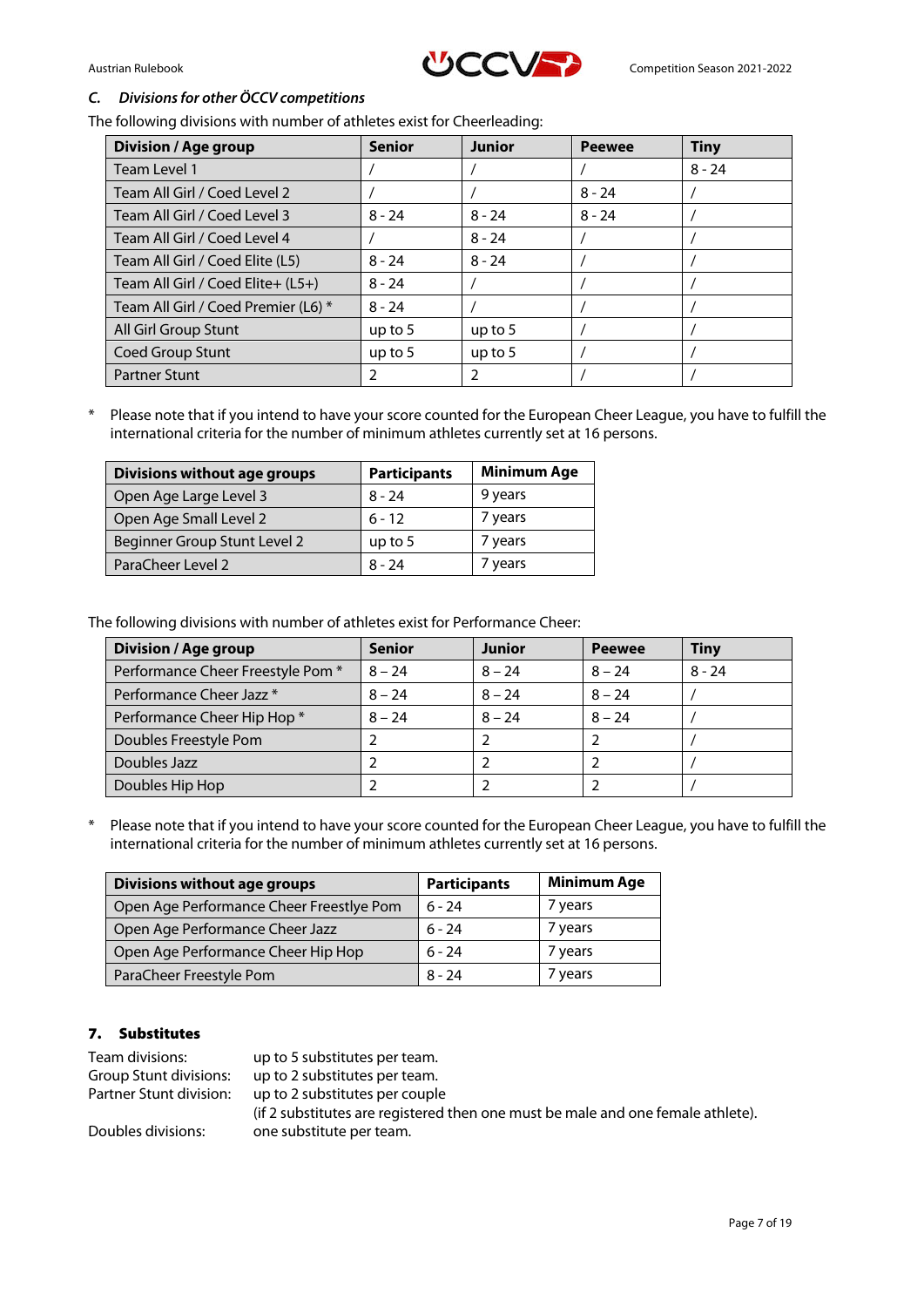### C. *Divisions for other ÖCCV competitions*

The following divisions with number of athletes exist for Cheerleading:

| Division / Age group | Senior | Junior | Peewee | Tiny |
|---|---|---|---|---|
| Team Level 1 | / | / | / | 8 - 24 |
| Team All Girl / Coed Level 2 | / | / | 8 - 24 | / |
| Team All Girl / Coed Level 3 | 8 - 24 | 8 - 24 | 8 - 24 | / |
| Team All Girl / Coed Level 4 | / | 8 - 24 | / | / |
| Team All Girl / Coed Elite (L5) | 8 - 24 | 8 - 24 | / | / |
| Team All Girl / Coed Elite+ (L5+) | 8 - 24 | / | / | / |
| Team All Girl / Coed Premier (L6) * | 8 - 24 | / | / | / |
| All Girl Group Stunt | up to 5 | up to 5 | / | / |
| Coed Group Stunt | up to 5 | up to 5 | / | / |
| Partner Stunt | 2 | 2 | / | / |

\* Please note that if you intend to have your score counted for the European Cheer League, you have to fulfill the international criteria for the number of minimum athletes currently set at 16 persons.

| Divisions without age groups | Participants | Minimum Age |
|---|---|---|
| Open Age Large Level 3 | 8 - 24 | 9 years |
| Open Age Small Level 2 | 6 - 12 | 7 years |
| Beginner Group Stunt Level 2 | up to 5 | 7 years |
| ParaCheer Level 2 | 8 - 24 | 7 years |

The following divisions with number of athletes exist for Performance Cheer:

| Division / Age group | Senior | Junior | Peewee | Tiny |
|---|---|---|---|---|
| Performance Cheer Freestyle Pom * | 8 – 24 | 8 – 24 | 8 – 24 | 8 - 24 |
| Performance Cheer Jazz * | 8 – 24 | 8 – 24 | 8 – 24 | / |
| Performance Cheer Hip Hop * | 8 – 24 | 8 – 24 | 8 – 24 | / |
| Doubles Freestyle Pom | 2 | 2 | 2 | / |
| Doubles Jazz | 2 | 2 | 2 | / |
| Doubles Hip Hop | 2 | 2 | 2 | / |

\* Please note that if you intend to have your score counted for the European Cheer League, you have to fulfill the international criteria for the number of minimum athletes currently set at 16 persons.

| Divisions without age groups | Participants | Minimum Age |
|---|---|---|
| Open Age Performance Cheer Freestyle Pom | 6 - 24 | 7 years |
| Open Age Performance Cheer Jazz | 6 - 24 | 7 years |
| Open Age Performance Cheer Hip Hop | 6 - 24 | 7 years |
| ParaCheer Freestyle Pom | 8 - 24 | 7 years |

## 7. Substitutes

Team divisions: up to 5 substitutes per team.
Group Stunt divisions: up to 2 substitutes per team.
Partner Stunt division: up to 2 substitutes per couple
(if 2 substitutes are registered then one must be male and one female athlete).
Doubles divisions: one substitute per team.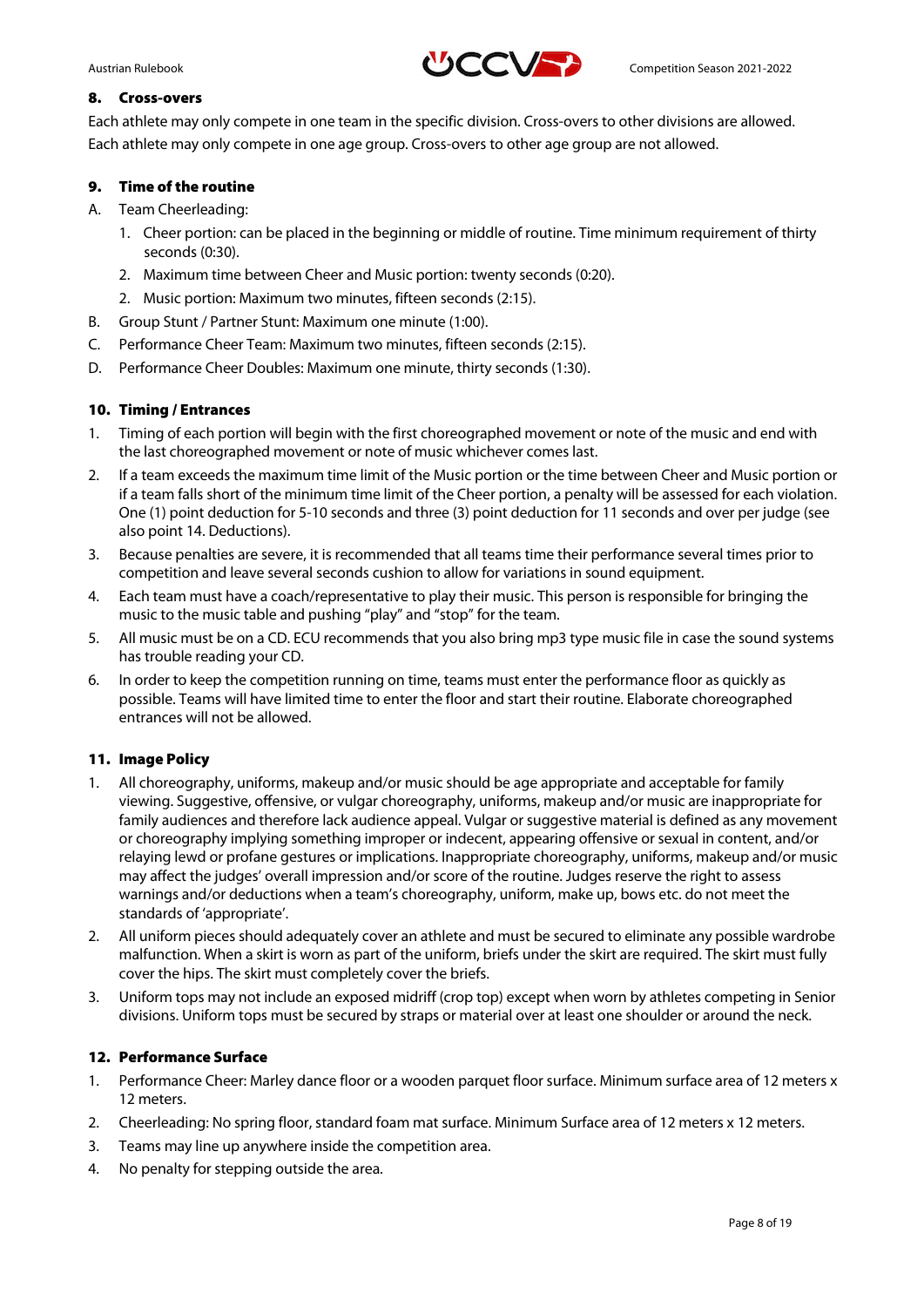## 8. Cross-overs

Each athlete may only compete in one team in the specific division. Cross-overs to other divisions are allowed. Each athlete may only compete in one age group. Cross-overs to other age group are not allowed.

## 9. Time of the routine

A. Team Cheerleading:
   1. Cheer portion: can be placed in the beginning or middle of routine. Time minimum requirement of thirty seconds (0:30).
   2. Maximum time between Cheer and Music portion: twenty seconds (0:20).
   2. Music portion: Maximum two minutes, fifteen seconds (2:15).

B. Group Stunt / Partner Stunt: Maximum one minute (1:00).

C. Performance Cheer Team: Maximum two minutes, fifteen seconds (2:15).

D. Performance Cheer Doubles: Maximum one minute, thirty seconds (1:30).

## 10. Timing / Entrances

1. Timing of each portion will begin with the first choreographed movement or note of the music and end with the last choreographed movement or note of music whichever comes last.
2. If a team exceeds the maximum time limit of the Music portion or the time between Cheer and Music portion or if a team falls short of the minimum time limit of the Cheer portion, a penalty will be assessed for each violation. One (1) point deduction for 5-10 seconds and three (3) point deduction for 11 seconds and over per judge (see also point 14. Deductions).
3. Because penalties are severe, it is recommended that all teams time their performance several times prior to competition and leave several seconds cushion to allow for variations in sound equipment.
4. Each team must have a coach/representative to play their music. This person is responsible for bringing the music to the music table and pushing "play" and "stop" for the team.
5. All music must be on a CD. ECU recommends that you also bring mp3 type music file in case the sound systems has trouble reading your CD.
6. In order to keep the competition running on time, teams must enter the performance floor as quickly as possible. Teams will have limited time to enter the floor and start their routine. Elaborate choreographed entrances will not be allowed.

## 11. Image Policy

1. All choreography, uniforms, makeup and/or music should be age appropriate and acceptable for family viewing. Suggestive, offensive, or vulgar choreography, uniforms, makeup and/or music are inappropriate for family audiences and therefore lack audience appeal. Vulgar or suggestive material is defined as any movement or choreography implying something improper or indecent, appearing offensive or sexual in content, and/or relaying lewd or profane gestures or implications. Inappropriate choreography, uniforms, makeup and/or music may affect the judges' overall impression and/or score of the routine. Judges reserve the right to assess warnings and/or deductions when a team's choreography, uniform, make up, bows etc. do not meet the standards of 'appropriate'.
2. All uniform pieces should adequately cover an athlete and must be secured to eliminate any possible wardrobe malfunction. When a skirt is worn as part of the uniform, briefs under the skirt are required. The skirt must fully cover the hips. The skirt must completely cover the briefs.
3. Uniform tops may not include an exposed midriff (crop top) except when worn by athletes competing in Senior divisions. Uniform tops must be secured by straps or material over at least one shoulder or around the neck.

## 12. Performance Surface

1. Performance Cheer: Marley dance floor or a wooden parquet floor surface. Minimum surface area of 12 meters x 12 meters.
2. Cheerleading: No spring floor, standard foam mat surface. Minimum Surface area of 12 meters x 12 meters.
3. Teams may line up anywhere inside the competition area.
4. No penalty for stepping outside the area.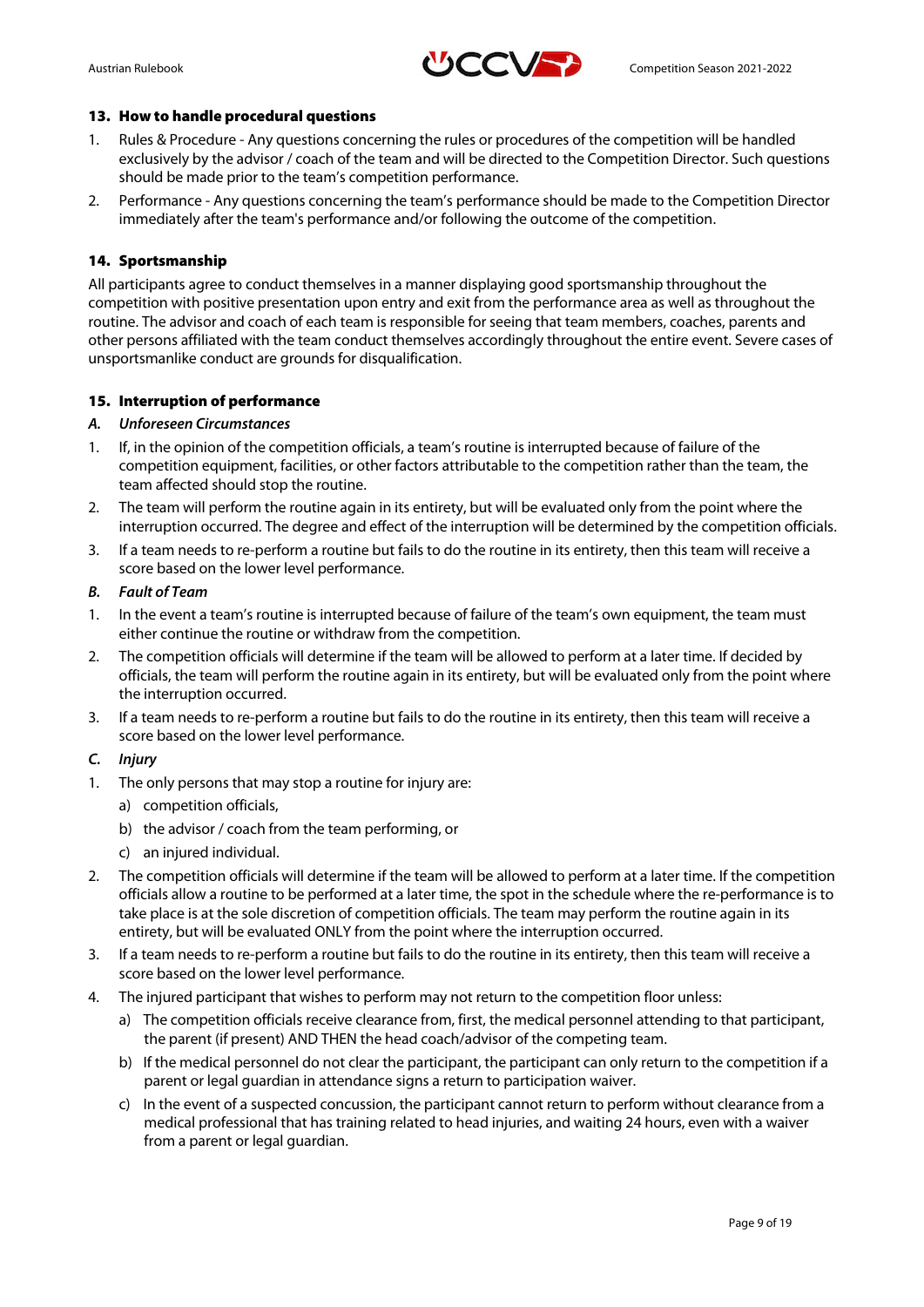## 13. How to handle procedural questions

1. Rules & Procedure - Any questions concerning the rules or procedures of the competition will be handled exclusively by the advisor / coach of the team and will be directed to the Competition Director. Such questions should be made prior to the team's competition performance.
2. Performance - Any questions concerning the team's performance should be made to the Competition Director immediately after the team's performance and/or following the outcome of the competition.

## 14. Sportsmanship

All participants agree to conduct themselves in a manner displaying good sportsmanship throughout the competition with positive presentation upon entry and exit from the performance area as well as throughout the routine. The advisor and coach of each team is responsible for seeing that team members, coaches, parents and other persons affiliated with the team conduct themselves accordingly throughout the entire event. Severe cases of unsportsmanlike conduct are grounds for disqualification.

## 15. Interruption of performance

### A. *Unforeseen Circumstances*

1. If, in the opinion of the competition officials, a team's routine is interrupted because of failure of the competition equipment, facilities, or other factors attributable to the competition rather than the team, the team affected should stop the routine.
2. The team will perform the routine again in its entirety, but will be evaluated only from the point where the interruption occurred. The degree and effect of the interruption will be determined by the competition officials.
3. If a team needs to re-perform a routine but fails to do the routine in its entirety, then this team will receive a score based on the lower level performance.

### B. *Fault of Team*

1. In the event a team's routine is interrupted because of failure of the team's own equipment, the team must either continue the routine or withdraw from the competition.
2. The competition officials will determine if the team will be allowed to perform at a later time. If decided by officials, the team will perform the routine again in its entirety, but will be evaluated only from the point where the interruption occurred.
3. If a team needs to re-perform a routine but fails to do the routine in its entirety, then this team will receive a score based on the lower level performance.

### C. *Injury*

1. The only persons that may stop a routine for injury are:
   a) competition officials,
   b) the advisor / coach from the team performing, or
   c) an injured individual.
2. The competition officials will determine if the team will be allowed to perform at a later time. If the competition officials allow a routine to be performed at a later time, the spot in the schedule where the re-performance is to take place is at the sole discretion of competition officials. The team may perform the routine again in its entirety, but will be evaluated ONLY from the point where the interruption occurred.
3. If a team needs to re-perform a routine but fails to do the routine in its entirety, then this team will receive a score based on the lower level performance.
4. The injured participant that wishes to perform may not return to the competition floor unless:
   a) The competition officials receive clearance from, first, the medical personnel attending to that participant, the parent (if present) AND THEN the head coach/advisor of the competing team.
   b) If the medical personnel do not clear the participant, the participant can only return to the competition if a parent or legal guardian in attendance signs a return to participation waiver.
   c) In the event of a suspected concussion, the participant cannot return to perform without clearance from a medical professional that has training related to head injuries, and waiting 24 hours, even with a waiver from a parent or legal guardian.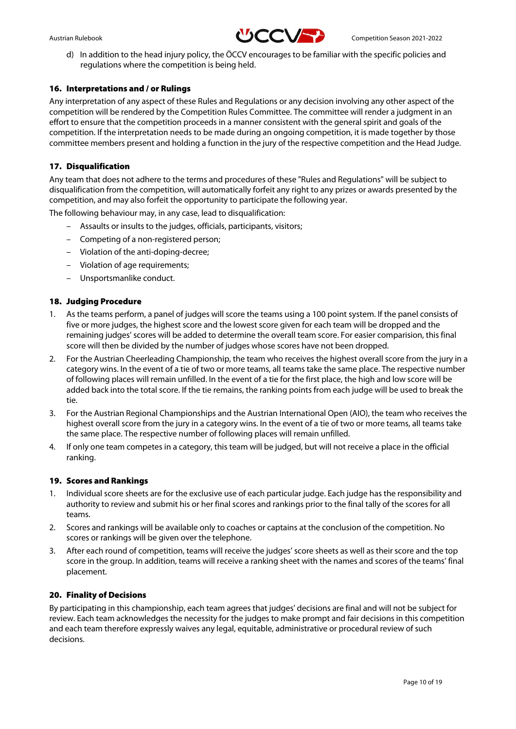d) In addition to the head injury policy, the ÖCCV encourages to be familiar with the specific policies and regulations where the competition is being held.

### 16. Interpretations and / or Rulings

Any interpretation of any aspect of these Rules and Regulations or any decision involving any other aspect of the competition will be rendered by the Competition Rules Committee. The committee will render a judgment in an effort to ensure that the competition proceeds in a manner consistent with the general spirit and goals of the competition. If the interpretation needs to be made during an ongoing competition, it is made together by those committee members present and holding a function in the jury of the respective competition and the Head Judge.

### 17. Disqualification

Any team that does not adhere to the terms and procedures of these "Rules and Regulations" will be subject to disqualification from the competition, will automatically forfeit any right to any prizes or awards presented by the competition, and may also forfeit the opportunity to participate the following year.

The following behaviour may, in any case, lead to disqualification:

- Assaults or insults to the judges, officials, participants, visitors;
- Competing of a non-registered person;
- Violation of the anti-doping-decree;
- Violation of age requirements;
- Unsportsmanlike conduct.

### 18. Judging Procedure

1. As the teams perform, a panel of judges will score the teams using a 100 point system. If the panel consists of five or more judges, the highest score and the lowest score given for each team will be dropped and the remaining judges' scores will be added to determine the overall team score. For easier comparision, this final score will then be divided by the number of judges whose scores have not been dropped.
2. For the Austrian Cheerleading Championship, the team who receives the highest overall score from the jury in a category wins. In the event of a tie of two or more teams, all teams take the same place. The respective number of following places will remain unfilled. In the event of a tie for the first place, the high and low score will be added back into the total score. If the tie remains, the ranking points from each judge will be used to break the tie.
3. For the Austrian Regional Championships and the Austrian International Open (AIO), the team who receives the highest overall score from the jury in a category wins. In the event of a tie of two or more teams, all teams take the same place. The respective number of following places will remain unfilled.
4. If only one team competes in a category, this team will be judged, but will not receive a place in the official ranking.

### 19. Scores and Rankings

1. Individual score sheets are for the exclusive use of each particular judge. Each judge has the responsibility and authority to review and submit his or her final scores and rankings prior to the final tally of the scores for all teams.
2. Scores and rankings will be available only to coaches or captains at the conclusion of the competition. No scores or rankings will be given over the telephone.
3. After each round of competition, teams will receive the judges' score sheets as well as their score and the top score in the group. In addition, teams will receive a ranking sheet with the names and scores of the teams' final placement.

### 20. Finality of Decisions

By participating in this championship, each team agrees that judges' decisions are final and will not be subject for review. Each team acknowledges the necessity for the judges to make prompt and fair decisions in this competition and each team therefore expressly waives any legal, equitable, administrative or procedural review of such decisions.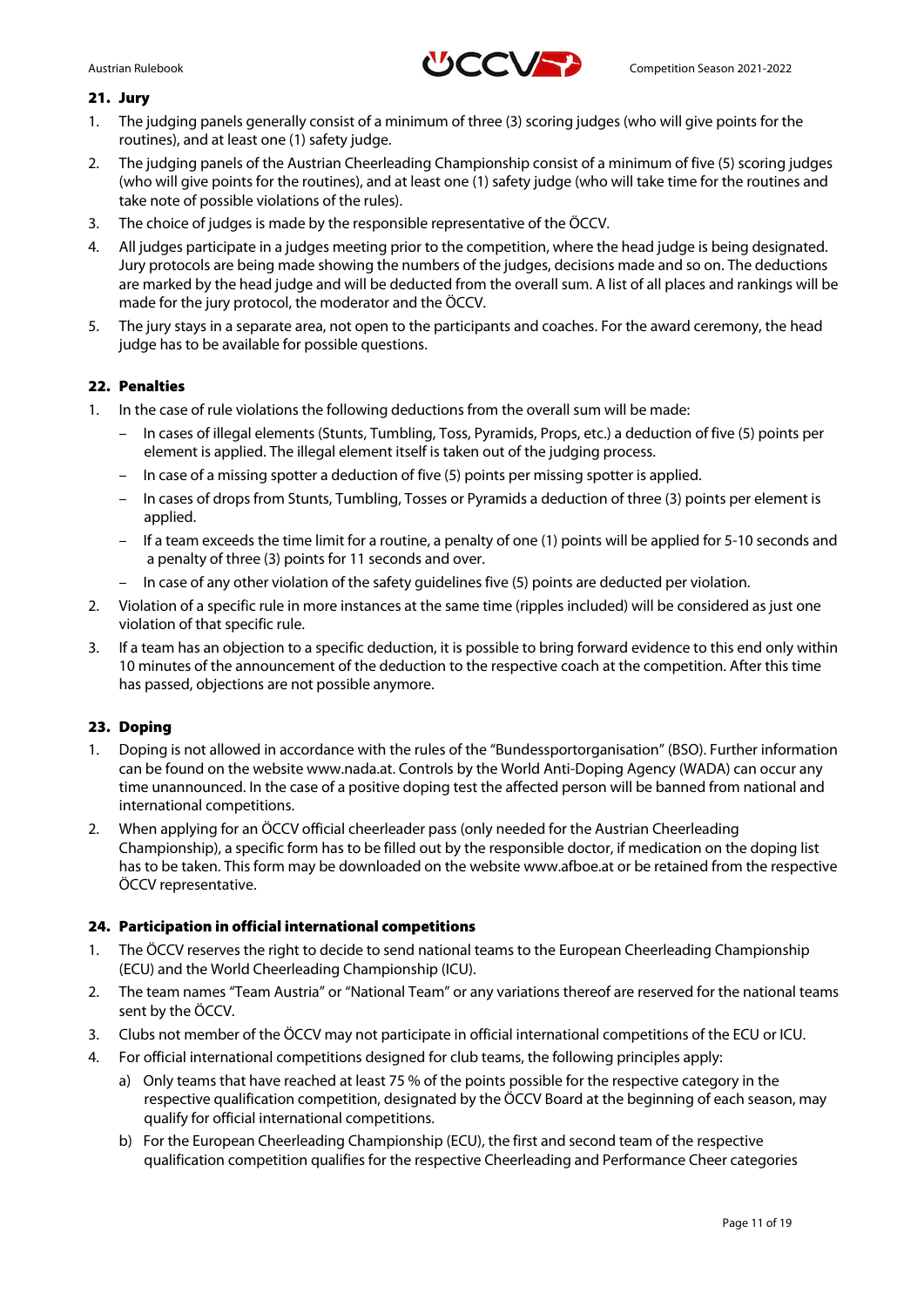## 21. Jury

1. The judging panels generally consist of a minimum of three (3) scoring judges (who will give points for the routines), and at least one (1) safety judge.
2. The judging panels of the Austrian Cheerleading Championship consist of a minimum of five (5) scoring judges (who will give points for the routines), and at least one (1) safety judge (who will take time for the routines and take note of possible violations of the rules).
3. The choice of judges is made by the responsible representative of the ÖCCV.
4. All judges participate in a judges meeting prior to the competition, where the head judge is being designated. Jury protocols are being made showing the numbers of the judges, decisions made and so on. The deductions are marked by the head judge and will be deducted from the overall sum. A list of all places and rankings will be made for the jury protocol, the moderator and the ÖCCV.
5. The jury stays in a separate area, not open to the participants and coaches. For the award ceremony, the head judge has to be available for possible questions.

## 22. Penalties

1. In the case of rule violations the following deductions from the overall sum will be made:
   - In cases of illegal elements (Stunts, Tumbling, Toss, Pyramids, Props, etc.) a deduction of five (5) points per element is applied. The illegal element itself is taken out of the judging process.
   - In case of a missing spotter a deduction of five (5) points per missing spotter is applied.
   - In cases of drops from Stunts, Tumbling, Tosses or Pyramids a deduction of three (3) points per element is applied.
   - If a team exceeds the time limit for a routine, a penalty of one (1) points will be applied for 5-10 seconds and a penalty of three (3) points for 11 seconds and over.
   - In case of any other violation of the safety guidelines five (5) points are deducted per violation.
2. Violation of a specific rule in more instances at the same time (ripples included) will be considered as just one violation of that specific rule.
3. If a team has an objection to a specific deduction, it is possible to bring forward evidence to this end only within 10 minutes of the announcement of the deduction to the respective coach at the competition. After this time has passed, objections are not possible anymore.

## 23. Doping

1. Doping is not allowed in accordance with the rules of the "Bundessportorganisation" (BSO). Further information can be found on the website www.nada.at. Controls by the World Anti-Doping Agency (WADA) can occur any time unannounced. In the case of a positive doping test the affected person will be banned from national and international competitions.
2. When applying for an ÖCCV official cheerleader pass (only needed for the Austrian Cheerleading Championship), a specific form has to be filled out by the responsible doctor, if medication on the doping list has to be taken. This form may be downloaded on the website www.afboe.at or be retained from the respective ÖCCV representative.

## 24. Participation in official international competitions

1. The ÖCCV reserves the right to decide to send national teams to the European Cheerleading Championship (ECU) and the World Cheerleading Championship (ICU).
2. The team names "Team Austria" or "National Team" or any variations thereof are reserved for the national teams sent by the ÖCCV.
3. Clubs not member of the ÖCCV may not participate in official international competitions of the ECU or ICU.
4. For official international competitions designed for club teams, the following principles apply:
   a) Only teams that have reached at least 75 % of the points possible for the respective category in the respective qualification competition, designated by the ÖCCV Board at the beginning of each season, may qualify for official international competitions.
   b) For the European Cheerleading Championship (ECU), the first and second team of the respective qualification competition qualifies for the respective Cheerleading and Performance Cheer categories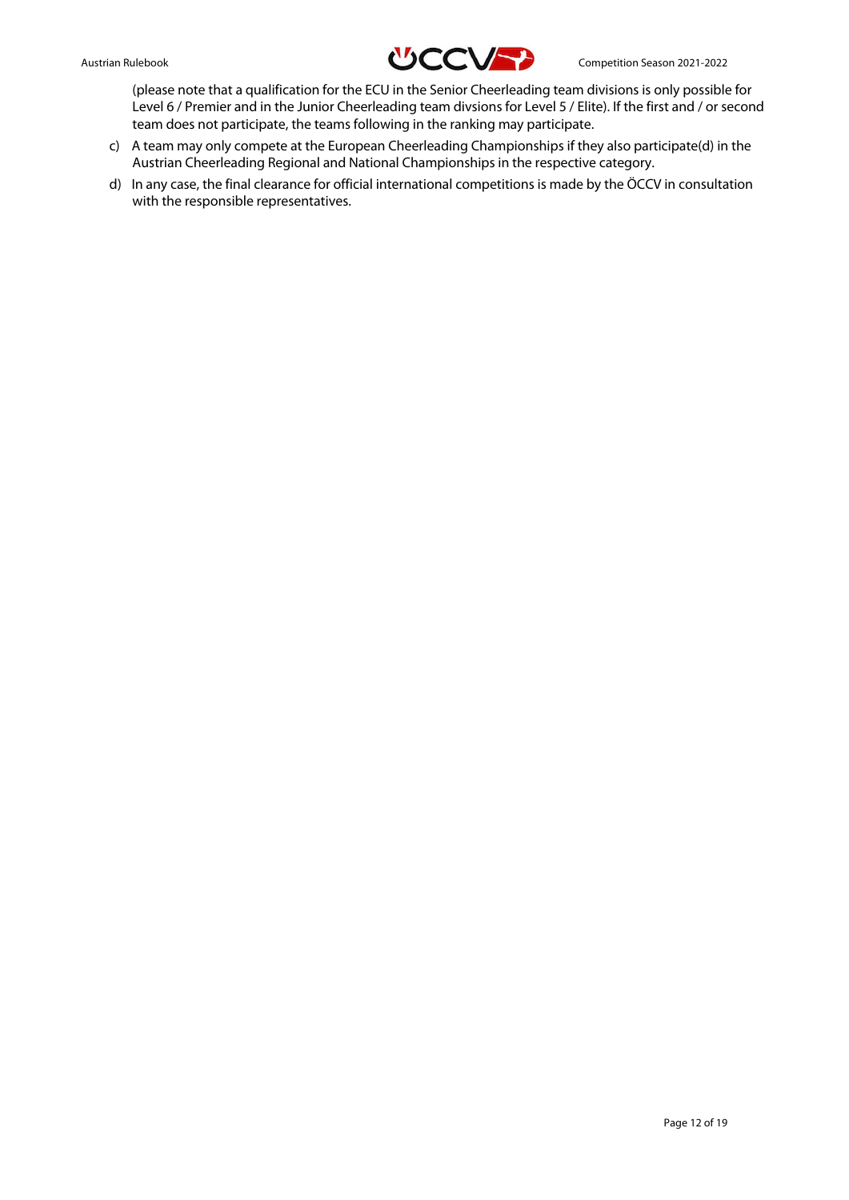(please note that a qualification for the ECU in the Senior Cheerleading team divisions is only possible for Level 6 / Premier and in the Junior Cheerleading team divsions for Level 5 / Elite). If the first and / or second team does not participate, the teams following in the ranking may participate.

c) A team may only compete at the European Cheerleading Championships if they also participate(d) in the Austrian Cheerleading Regional and National Championships in the respective category.

d) In any case, the final clearance for official international competitions is made by the ÖCCV in consultation with the responsible representatives.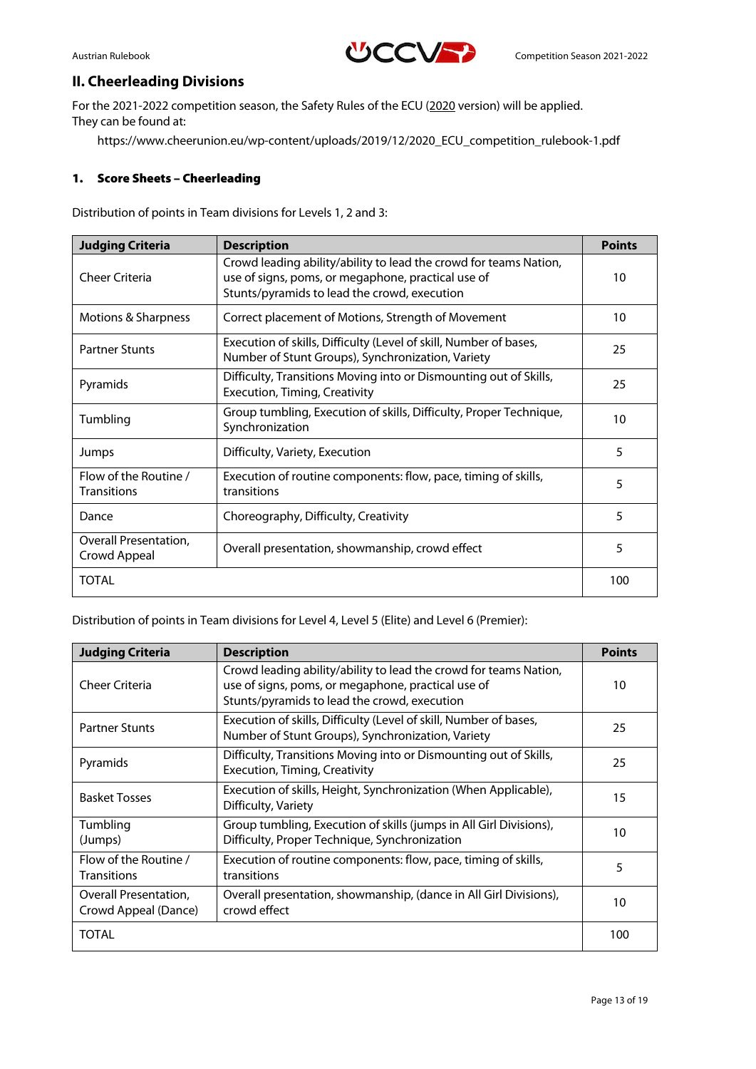## II. Cheerleading Divisions

For the 2021-2022 competition season, the Safety Rules of the ECU (2020 version) will be applied. They can be found at:

https://www.cheerunion.eu/wp-content/uploads/2019/12/2020_ECU_competition_rulebook-1.pdf

### 1. Score Sheets – Cheerleading

Distribution of points in Team divisions for Levels 1, 2 and 3:

| Judging Criteria | Description | Points |
|---|---|---|
| Cheer Criteria | Crowd leading ability/ability to lead the crowd for teams Nation, use of signs, poms, or megaphone, practical use of Stunts/pyramids to lead the crowd, execution | 10 |
| Motions & Sharpness | Correct placement of Motions, Strength of Movement | 10 |
| Partner Stunts | Execution of skills, Difficulty (Level of skill, Number of bases, Number of Stunt Groups), Synchronization, Variety | 25 |
| Pyramids | Difficulty, Transitions Moving into or Dismounting out of Skills, Execution, Timing, Creativity | 25 |
| Tumbling | Group tumbling, Execution of skills, Difficulty, Proper Technique, Synchronization | 10 |
| Jumps | Difficulty, Variety, Execution | 5 |
| Flow of the Routine / Transitions | Execution of routine components: flow, pace, timing of skills, transitions | 5 |
| Dance | Choreography, Difficulty, Creativity | 5 |
| Overall Presentation, Crowd Appeal | Overall presentation, showmanship, crowd effect | 5 |
| TOTAL | | 100 |

Distribution of points in Team divisions for Level 4, Level 5 (Elite) and Level 6 (Premier):

| Judging Criteria | Description | Points |
|---|---|---|
| Cheer Criteria | Crowd leading ability/ability to lead the crowd for teams Nation, use of signs, poms, or megaphone, practical use of Stunts/pyramids to lead the crowd, execution | 10 |
| Partner Stunts | Execution of skills, Difficulty (Level of skill, Number of bases, Number of Stunt Groups), Synchronization, Variety | 25 |
| Pyramids | Difficulty, Transitions Moving into or Dismounting out of Skills, Execution, Timing, Creativity | 25 |
| Basket Tosses | Execution of skills, Height, Synchronization (When Applicable), Difficulty, Variety | 15 |
| Tumbling (Jumps) | Group tumbling, Execution of skills (jumps in All Girl Divisions), Difficulty, Proper Technique, Synchronization | 10 |
| Flow of the Routine / Transitions | Execution of routine components: flow, pace, timing of skills, transitions | 5 |
| Overall Presentation, Crowd Appeal (Dance) | Overall presentation, showmanship, (dance in All Girl Divisions), crowd effect | 10 |
| TOTAL | | 100 |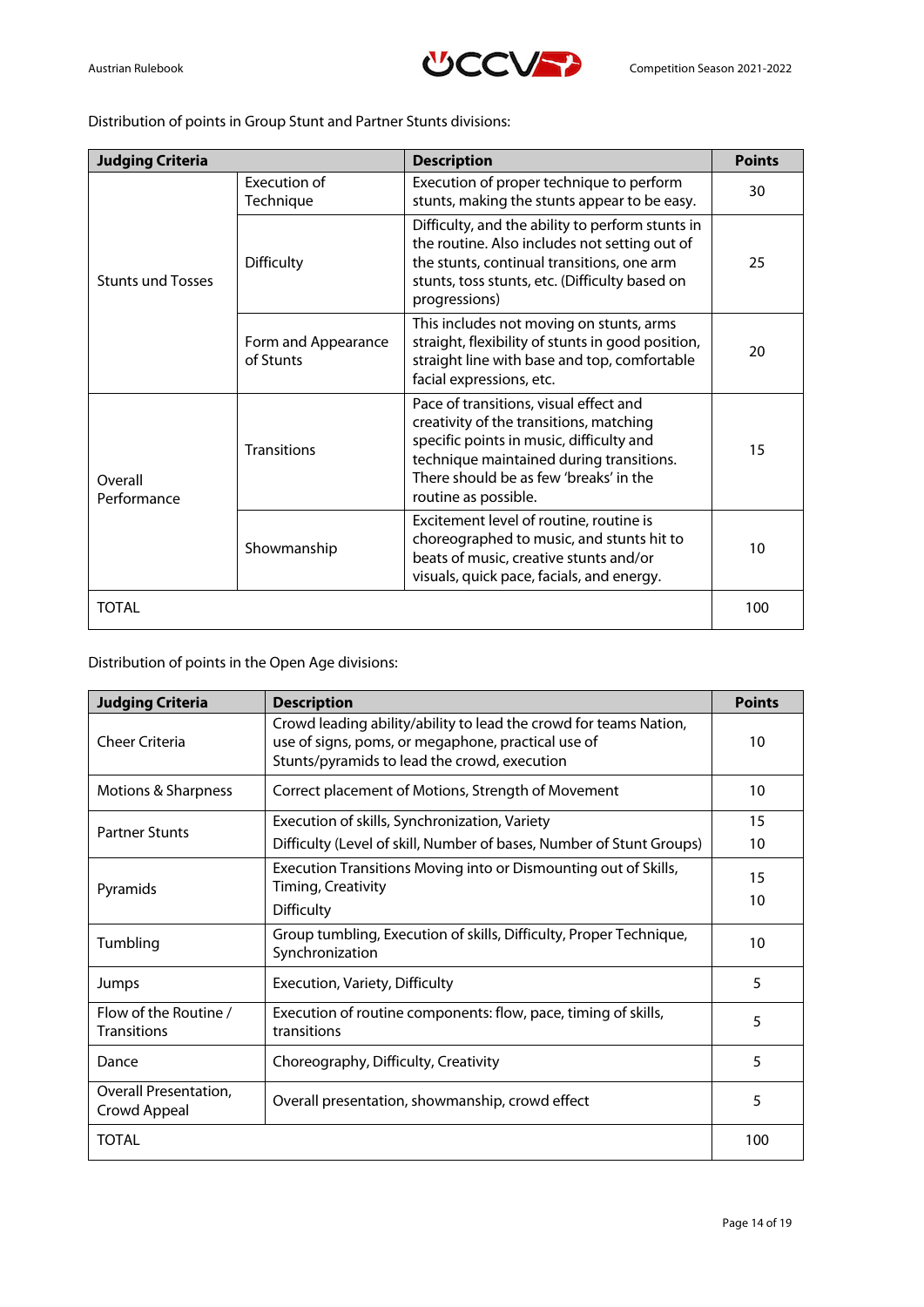Distribution of points in Group Stunt and Partner Stunts divisions:

| Judging Criteria | | Description | Points |
|---|---|---|---|
| Stunts und Tosses | Execution of Technique | Execution of proper technique to perform stunts, making the stunts appear to be easy. | 30 |
| | Difficulty | Difficulty, and the ability to perform stunts in the routine. Also includes not setting out of the stunts, continual transitions, one arm stunts, toss stunts, etc. (Difficulty based on progressions) | 25 |
| | Form and Appearance of Stunts | This includes not moving on stunts, arms straight, flexibility of stunts in good position, straight line with base and top, comfortable facial expressions, etc. | 20 |
| Overall Performance | Transitions | Pace of transitions, visual effect and creativity of the transitions, matching specific points in music, difficulty and technique maintained during transitions. There should be as few 'breaks' in the routine as possible. | 15 |
| | Showmanship | Excitement level of routine, routine is choreographed to music, and stunts hit to beats of music, creative stunts and/or visuals, quick pace, facials, and energy. | 10 |
| TOTAL | | | 100 |

Distribution of points in the Open Age divisions:

| Judging Criteria | Description | Points |
|---|---|---|
| Cheer Criteria | Crowd leading ability/ability to lead the crowd for teams Nation, use of signs, poms, or megaphone, practical use of Stunts/pyramids to lead the crowd, execution | 10 |
| Motions & Sharpness | Correct placement of Motions, Strength of Movement | 10 |
| Partner Stunts | Execution of skills, Synchronization, Variety | 15 |
| | Difficulty (Level of skill, Number of bases, Number of Stunt Groups) | 10 |
| Pyramids | Execution Transitions Moving into or Dismounting out of Skills, Timing, Creativity | 15 |
| | Difficulty | 10 |
| Tumbling | Group tumbling, Execution of skills, Difficulty, Proper Technique, Synchronization | 10 |
| Jumps | Execution, Variety, Difficulty | 5 |
| Flow of the Routine / Transitions | Execution of routine components: flow, pace, timing of skills, transitions | 5 |
| Dance | Choreography, Difficulty, Creativity | 5 |
| Overall Presentation, Crowd Appeal | Overall presentation, showmanship, crowd effect | 5 |
| TOTAL | | 100 |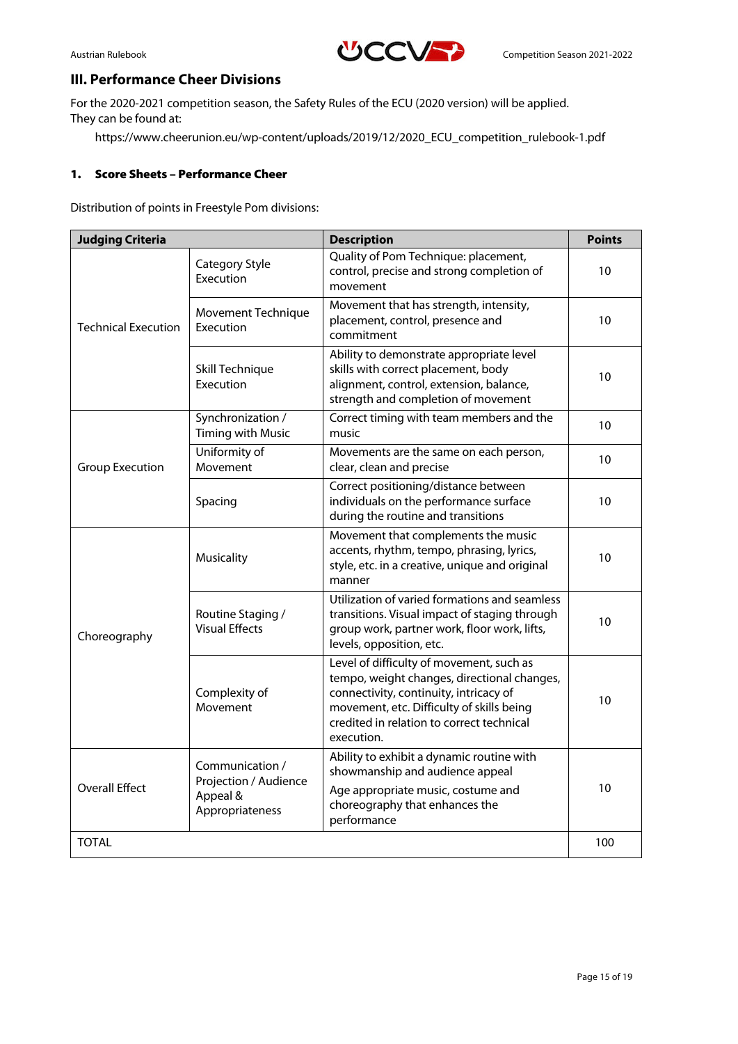## III. Performance Cheer Divisions

For the 2020-2021 competition season, the Safety Rules of the ECU (2020 version) will be applied. They can be found at:

https://www.cheerunion.eu/wp-content/uploads/2019/12/2020_ECU_competition_rulebook-1.pdf

### 1. Score Sheets – Performance Cheer

Distribution of points in Freestyle Pom divisions:

| Judging Criteria | | Description | Points |
|---|---|---|---|
| Technical Execution | Category Style Execution | Quality of Pom Technique: placement, control, precise and strong completion of movement | 10 |
| | Movement Technique Execution | Movement that has strength, intensity, placement, control, presence and commitment | 10 |
| | Skill Technique Execution | Ability to demonstrate appropriate level skills with correct placement, body alignment, control, extension, balance, strength and completion of movement | 10 |
| Group Execution | Synchronization / Timing with Music | Correct timing with team members and the music | 10 |
| | Uniformity of Movement | Movements are the same on each person, clear, clean and precise | 10 |
| | Spacing | Correct positioning/distance between individuals on the performance surface during the routine and transitions | 10 |
| Choreography | Musicality | Movement that complements the music accents, rhythm, tempo, phrasing, lyrics, style, etc. in a creative, unique and original manner | 10 |
| | Routine Staging / Visual Effects | Utilization of varied formations and seamless transitions. Visual impact of staging through group work, partner work, floor work, lifts, levels, opposition, etc. | 10 |
| | Complexity of Movement | Level of difficulty of movement, such as tempo, weight changes, directional changes, connectivity, continuity, intricacy of movement, etc. Difficulty of skills being credited in relation to correct technical execution. | 10 |
| Overall Effect | Communication / Projection / Audience Appeal & Appropriateness | Ability to exhibit a dynamic routine with showmanship and audience appeal<br>Age appropriate music, costume and choreography that enhances the performance | 10 |
| TOTAL | | | 100 |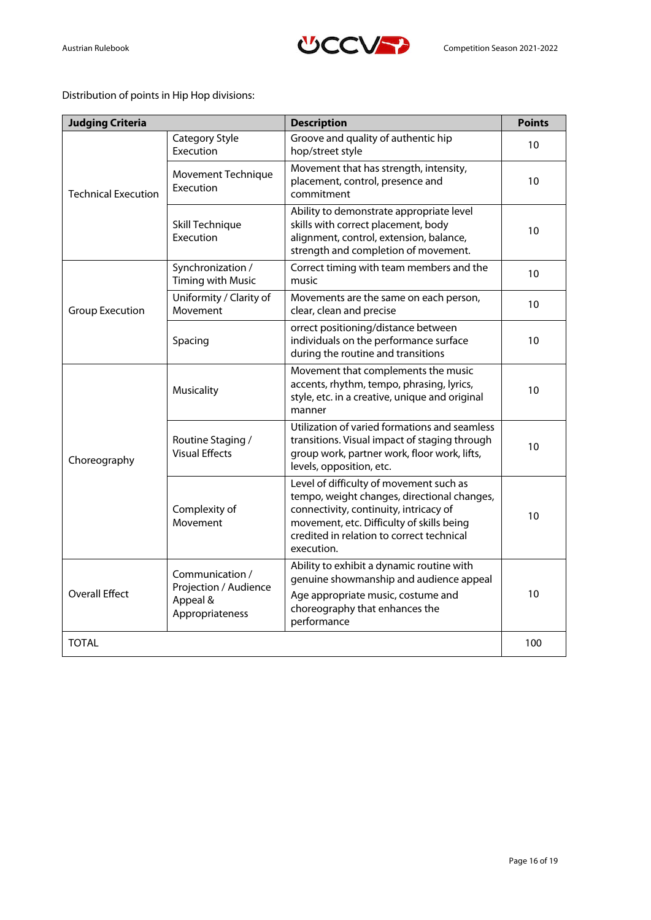Distribution of points in Hip Hop divisions:

| Judging Criteria | | Description | Points |
|---|---|---|---|
| Technical Execution | Category Style Execution | Groove and quality of authentic hip hop/street style | 10 |
| | Movement Technique Execution | Movement that has strength, intensity, placement, control, presence and commitment | 10 |
| | Skill Technique Execution | Ability to demonstrate appropriate level skills with correct placement, body alignment, control, extension, balance, strength and completion of movement. | 10 |
| Group Execution | Synchronization / Timing with Music | Correct timing with team members and the music | 10 |
| | Uniformity / Clarity of Movement | Movements are the same on each person, clear, clean and precise | 10 |
| | Spacing | orrect positioning/distance between individuals on the performance surface during the routine and transitions | 10 |
| Choreography | Musicality | Movement that complements the music accents, rhythm, tempo, phrasing, lyrics, style, etc. in a creative, unique and original manner | 10 |
| | Routine Staging / Visual Effects | Utilization of varied formations and seamless transitions. Visual impact of staging through group work, partner work, floor work, lifts, levels, opposition, etc. | 10 |
| | Complexity of Movement | Level of difficulty of movement such as tempo, weight changes, directional changes, connectivity, continuity, intricacy of movement, etc. Difficulty of skills being credited in relation to correct technical execution. | 10 |
| Overall Effect | Communication / Projection / Audience Appeal & Appropriateness | Ability to exhibit a dynamic routine with genuine showmanship and audience appeal<br>Age appropriate music, costume and choreography that enhances the performance | 10 |
| TOTAL | | | 100 |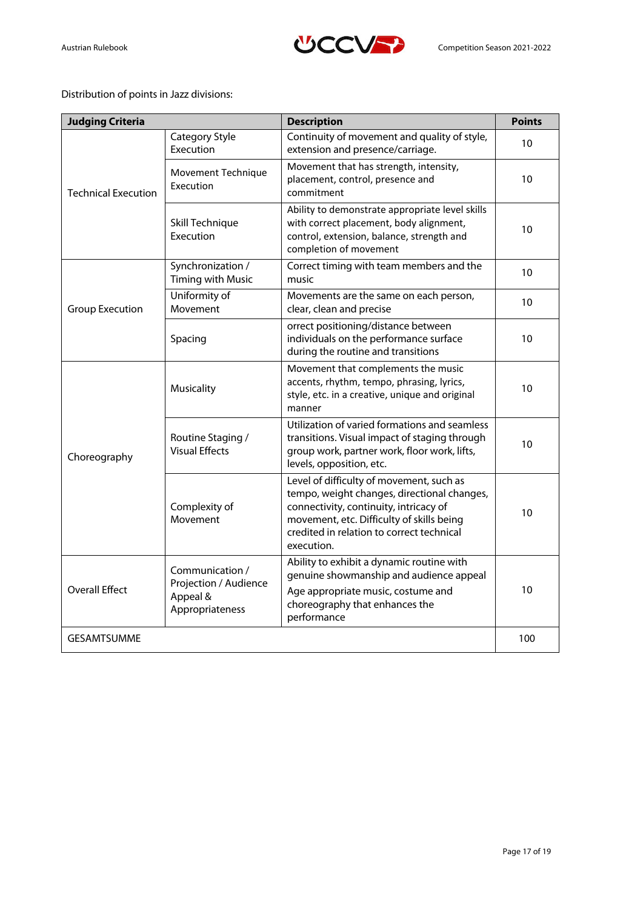Distribution of points in Jazz divisions:

| Judging Criteria | | Description | Points |
|---|---|---|---|
| Technical Execution | Category Style Execution | Continuity of movement and quality of style, extension and presence/carriage. | 10 |
| | Movement Technique Execution | Movement that has strength, intensity, placement, control, presence and commitment | 10 |
| | Skill Technique Execution | Ability to demonstrate appropriate level skills with correct placement, body alignment, control, extension, balance, strength and completion of movement | 10 |
| Group Execution | Synchronization / Timing with Music | Correct timing with team members and the music | 10 |
| | Uniformity of Movement | Movements are the same on each person, clear, clean and precise | 10 |
| | Spacing | orrect positioning/distance between individuals on the performance surface during the routine and transitions | 10 |
| Choreography | Musicality | Movement that complements the music accents, rhythm, tempo, phrasing, lyrics, style, etc. in a creative, unique and original manner | 10 |
| | Routine Staging / Visual Effects | Utilization of varied formations and seamless transitions. Visual impact of staging through group work, partner work, floor work, lifts, levels, opposition, etc. | 10 |
| | Complexity of Movement | Level of difficulty of movement, such as tempo, weight changes, directional changes, connectivity, continuity, intricacy of movement, etc. Difficulty of skills being credited in relation to correct technical execution. | 10 |
| Overall Effect | Communication / Projection / Audience Appeal & Appropriateness | Ability to exhibit a dynamic routine with genuine showmanship and audience appeal<br>Age appropriate music, costume and choreography that enhances the performance | 10 |
| GESAMTSUMME | | | 100 |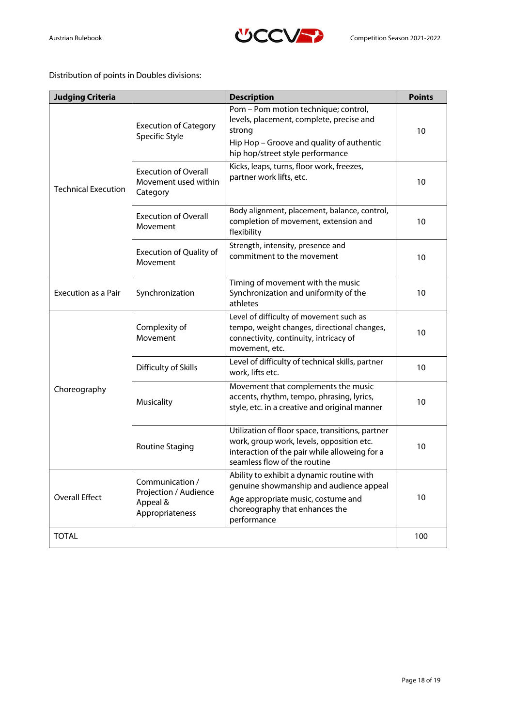Distribution of points in Doubles divisions:

| Judging Criteria | | Description | Points |
|---|---|---|---|
| Technical Execution | Execution of Category Specific Style | Pom – Pom motion technique; control, levels, placement, complete, precise and strong<br>Hip Hop – Groove and quality of authentic hip hop/street style performance | 10 |
| | Execution of Overall Movement used within Category | Kicks, leaps, turns, floor work, freezes, partner work lifts, etc. | 10 |
| | Execution of Overall Movement | Body alignment, placement, balance, control, completion of movement, extension and flexibility | 10 |
| | Execution of Quality of Movement | Strength, intensity, presence and commitment to the movement | 10 |
| Execution as a Pair | Synchronization | Timing of movement with the music Synchronization and uniformity of the athletes | 10 |
| Choreography | Complexity of Movement | Level of difficulty of movement such as tempo, weight changes, directional changes, connectivity, continuity, intricacy of movement, etc. | 10 |
| | Difficulty of Skills | Level of difficulty of technical skills, partner work, lifts etc. | 10 |
| | Musicality | Movement that complements the music accents, rhythm, tempo, phrasing, lyrics, style, etc. in a creative and original manner | 10 |
| | Routine Staging | Utilization of floor space, transitions, partner work, group work, levels, opposition etc. interaction of the pair while alloweing for a seamless flow of the routine | 10 |
| Overall Effect | Communication / Projection / Audience Appeal & Appropriateness | Ability to exhibit a dynamic routine with genuine showmanship and audience appeal<br>Age appropriate music, costume and choreography that enhances the performance | 10 |
| TOTAL | | | 100 |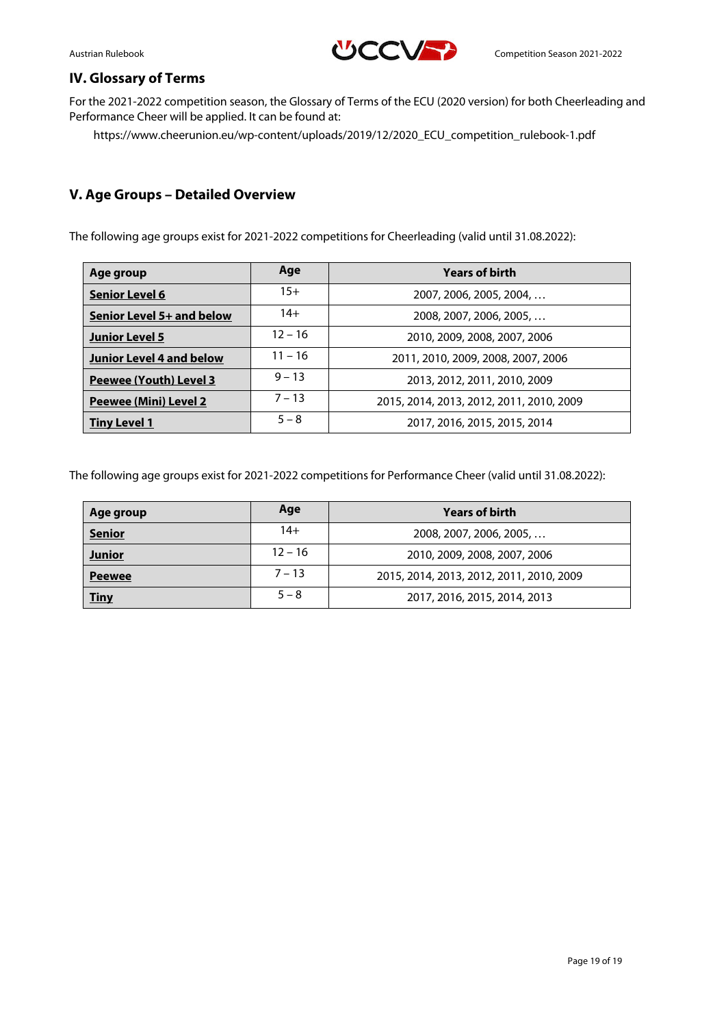## IV. Glossary of Terms

For the 2021-2022 competition season, the Glossary of Terms of the ECU (2020 version) for both Cheerleading and Performance Cheer will be applied. It can be found at:

https://www.cheerunion.eu/wp-content/uploads/2019/12/2020_ECU_competition_rulebook-1.pdf

## V. Age Groups – Detailed Overview

The following age groups exist for 2021-2022 competitions for Cheerleading (valid until 31.08.2022):

| Age group | Age | Years of birth |
|---|---|---|
| **Senior Level 6** | 15+ | 2007, 2006, 2005, 2004, … |
| **Senior Level 5+ and below** | 14+ | 2008, 2007, 2006, 2005, … |
| **Junior Level 5** | 12 – 16 | 2010, 2009, 2008, 2007, 2006 |
| **Junior Level 4 and below** | 11 – 16 | 2011, 2010, 2009, 2008, 2007, 2006 |
| **Peewee (Youth) Level 3** | 9 – 13 | 2013, 2012, 2011, 2010, 2009 |
| **Peewee (Mini) Level 2** | 7 – 13 | 2015, 2014, 2013, 2012, 2011, 2010, 2009 |
| **Tiny Level 1** | 5 – 8 | 2017, 2016, 2015, 2015, 2014 |

The following age groups exist for 2021-2022 competitions for Performance Cheer (valid until 31.08.2022):

| Age group | Age | Years of birth |
|---|---|---|
| **Senior** | 14+ | 2008, 2007, 2006, 2005, … |
| **Junior** | 12 – 16 | 2010, 2009, 2008, 2007, 2006 |
| **Peewee** | 7 – 13 | 2015, 2014, 2013, 2012, 2011, 2010, 2009 |
| **Tiny** | 5 – 8 | 2017, 2016, 2015, 2014, 2013 |